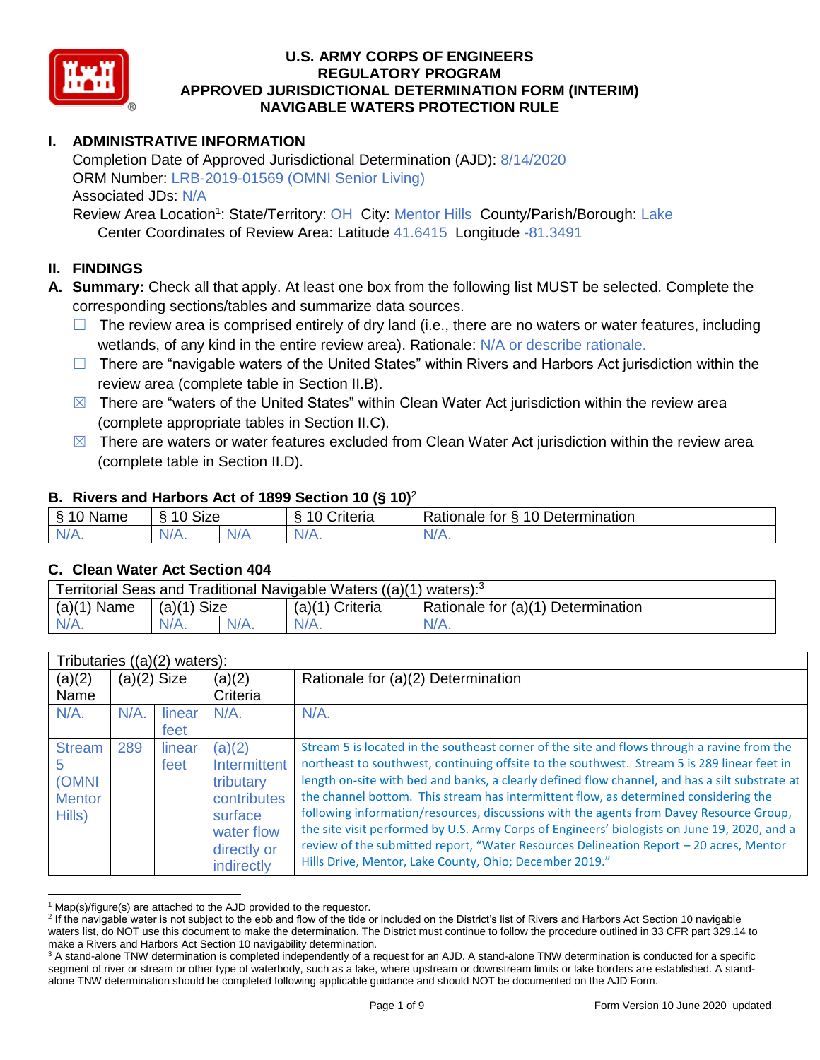# U.S. ARMY CORPS OF ENGINEERS
# REGULATORY PROGRAM
# APPROVED JURISDICTIONAL DETERMINATION FORM (INTERIM)
# NAVIGABLE WATERS PROTECTION RULE

## I. ADMINISTRATIVE INFORMATION

Completion Date of Approved Jurisdictional Determination (AJD): 8/14/2020
ORM Number: LRB-2019-01569 (OMNI Senior Living)
Associated JDs: N/A
Review Area Location[1]: State/Territory: OH City: Mentor Hills County/Parish/Borough: Lake
Center Coordinates of Review Area: Latitude 41.6415 Longitude -81.3491

## II. FINDINGS

**A. Summary:** Check all that apply. At least one box from the following list MUST be selected. Complete the corresponding sections/tables and summarize data sources.

- ☐ The review area is comprised entirely of dry land (i.e., there are no waters or water features, including wetlands, of any kind in the entire review area). Rationale: N/A or describe rationale.
- ☐ There are "navigable waters of the United States" within Rivers and Harbors Act jurisdiction within the review area (complete table in Section II.B).
- ☒ There are "waters of the United States" within Clean Water Act jurisdiction within the review area (complete appropriate tables in Section II.C).
- ☒ There are waters or water features excluded from Clean Water Act jurisdiction within the review area (complete table in Section II.D).

### B. Rivers and Harbors Act of 1899 Section 10 (§ 10)[2]

| § 10 Name | § 10 Size | | § 10 Criteria | Rationale for § 10 Determination |
|---|---|---|---|---|
| N/A. | N/A. | N/A | N/A. | N/A. |

### C. Clean Water Act Section 404

| Territorial Seas and Traditional Navigable Waters ((a)(1) waters):[3] | | | | |
|---|---|---|---|---|
| (a)(1) Name | (a)(1) Size | | (a)(1) Criteria | Rationale for (a)(1) Determination |
| N/A. | N/A. | N/A. | N/A. | N/A. |

| Tributaries ((a)(2) waters): | | | | |
|---|---|---|---|---|
| (a)(2) Name | (a)(2) Size | | (a)(2) Criteria | Rationale for (a)(2) Determination |
| N/A. | N/A. | linear feet | N/A. | N/A. |
| Stream 5 (OMNI Mentor Hills) | 289 | linear feet | (a)(2) Intermittent tributary contributes surface water flow directly or indirectly | Stream 5 is located in the southeast corner of the site and flows through a ravine from the northeast to southwest, continuing offsite to the southwest. Stream 5 is 289 linear feet in length on-site with bed and banks, a clearly defined flow channel, and has a silt substrate at the channel bottom. This stream has intermittent flow, as determined considering the following information/resources, discussions with the agents from Davey Resource Group, the site visit performed by U.S. Army Corps of Engineers' biologists on June 19, 2020, and a review of the submitted report, "Water Resources Delineation Report – 20 acres, Mentor Hills Drive, Mentor, Lake County, Ohio; December 2019." |

[1] Map(s)/figure(s) are attached to the AJD provided to the requestor.
[2] If the navigable water is not subject to the ebb and flow of the tide or included on the District's list of Rivers and Harbors Act Section 10 navigable waters list, do NOT use this document to make the determination. The District must continue to follow the procedure outlined in 33 CFR part 329.14 to make a Rivers and Harbors Act Section 10 navigability determination.
[3] A stand-alone TNW determination is completed independently of a request for an AJD. A stand-alone TNW determination is conducted for a specific segment of river or stream or other type of waterbody, such as a lake, where upstream or downstream limits or lake borders are established. A stand-alone TNW determination should be completed following applicable guidance and should NOT be documented on the AJD Form.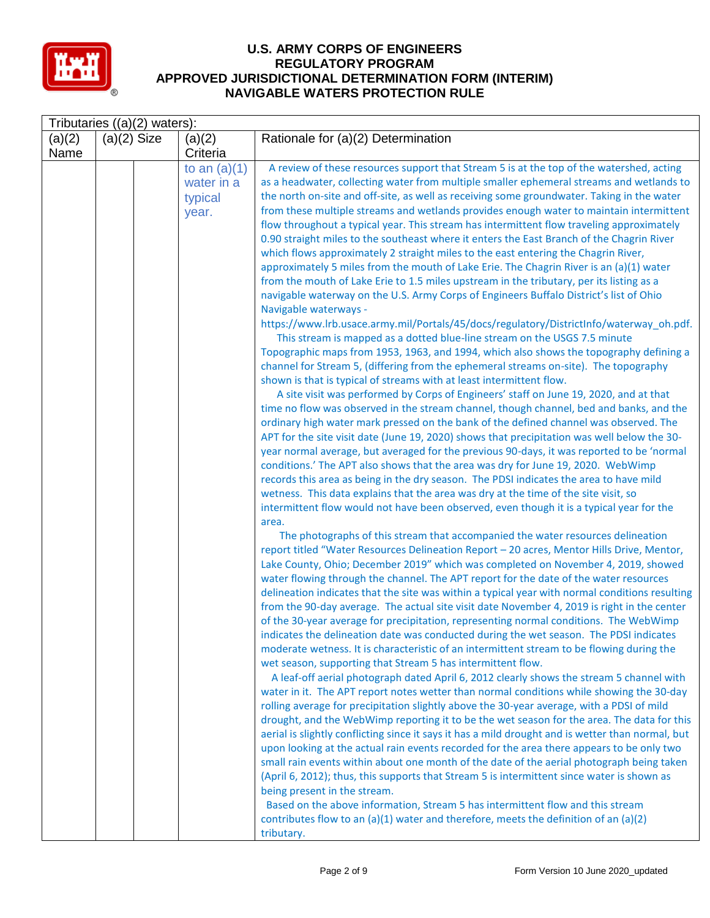# U.S. ARMY CORPS OF ENGINEERS
# REGULATORY PROGRAM
# APPROVED JURISDICTIONAL DETERMINATION FORM (INTERIM)
# NAVIGABLE WATERS PROTECTION RULE

| Tributaries ((a)(2) waters): | | | | |
|---|---|---|---|---|
| (a)(2) Name | (a)(2) Size | | (a)(2) Criteria | Rationale for (a)(2) Determination |
| | | | to an (a)(1) water in a typical year. | A review of these resources support that Stream 5 is at the top of the watershed, acting as a headwater, collecting water from multiple smaller ephemeral streams and wetlands to the north on-site and off-site, as well as receiving some groundwater. Taking in the water from these multiple streams and wetlands provides enough water to maintain intermittent flow throughout a typical year. This stream has intermittent flow traveling approximately 0.90 straight miles to the southeast where it enters the East Branch of the Chagrin River which flows approximately 2 straight miles to the east entering the Chagrin River, approximately 5 miles from the mouth of Lake Erie. The Chagrin River is an (a)(1) water from the mouth of Lake Erie to 1.5 miles upstream in the tributary, per its listing as a navigable waterway on the U.S. Army Corps of Engineers Buffalo District's list of Ohio Navigable waterways - https://www.lrb.usace.army.mil/Portals/45/docs/regulatory/DistrictInfo/waterway_oh.pdf.<br>This stream is mapped as a dotted blue-line stream on the USGS 7.5 minute Topographic maps from 1953, 1963, and 1994, which also shows the topography defining a channel for Stream 5, (differing from the ephemeral streams on-site). The topography shown is that is typical of streams with at least intermittent flow.<br>A site visit was performed by Corps of Engineers' staff on June 19, 2020, and at that time no flow was observed in the stream channel, though channel, bed and banks, and the ordinary high water mark pressed on the bank of the defined channel was observed. The APT for the site visit date (June 19, 2020) shows that precipitation was well below the 30-year normal average, but averaged for the previous 90-days, it was reported to be 'normal conditions.' The APT also shows that the area was dry for June 19, 2020. WebWimp records this area as being in the dry season. The PDSI indicates the area to have mild wetness. This data explains that the area was dry at the time of the site visit, so intermittent flow would not have been observed, even though it is a typical year for the area.<br>The photographs of this stream that accompanied the water resources delineation report titled "Water Resources Delineation Report – 20 acres, Mentor Hills Drive, Mentor, Lake County, Ohio; December 2019" which was completed on November 4, 2019, showed water flowing through the channel. The APT report for the date of the water resources delineation indicates that the site was within a typical year with normal conditions resulting from the 90-day average. The actual site visit date November 4, 2019 is right in the center of the 30-year average for precipitation, representing normal conditions. The WebWimp indicates the delineation date was conducted during the wet season. The PDSI indicates moderate wetness. It is characteristic of an intermittent stream to be flowing during the wet season, supporting that Stream 5 has intermittent flow.<br>A leaf-off aerial photograph dated April 6, 2012 clearly shows the stream 5 channel with water in it. The APT report notes wetter than normal conditions while showing the 30-day rolling average for precipitation slightly above the 30-year average, with a PDSI of mild drought, and the WebWimp reporting it to be the wet season for the area. The data for this aerial is slightly conflicting since it says it has a mild drought and is wetter than normal, but upon looking at the actual rain events recorded for the area there appears to be only two small rain events within about one month of the date of the aerial photograph being taken (April 6, 2012); thus, this supports that Stream 5 is intermittent since water is shown as being present in the stream.<br>Based on the above information, Stream 5 has intermittent flow and this stream contributes flow to an (a)(1) water and therefore, meets the definition of an (a)(2) tributary. |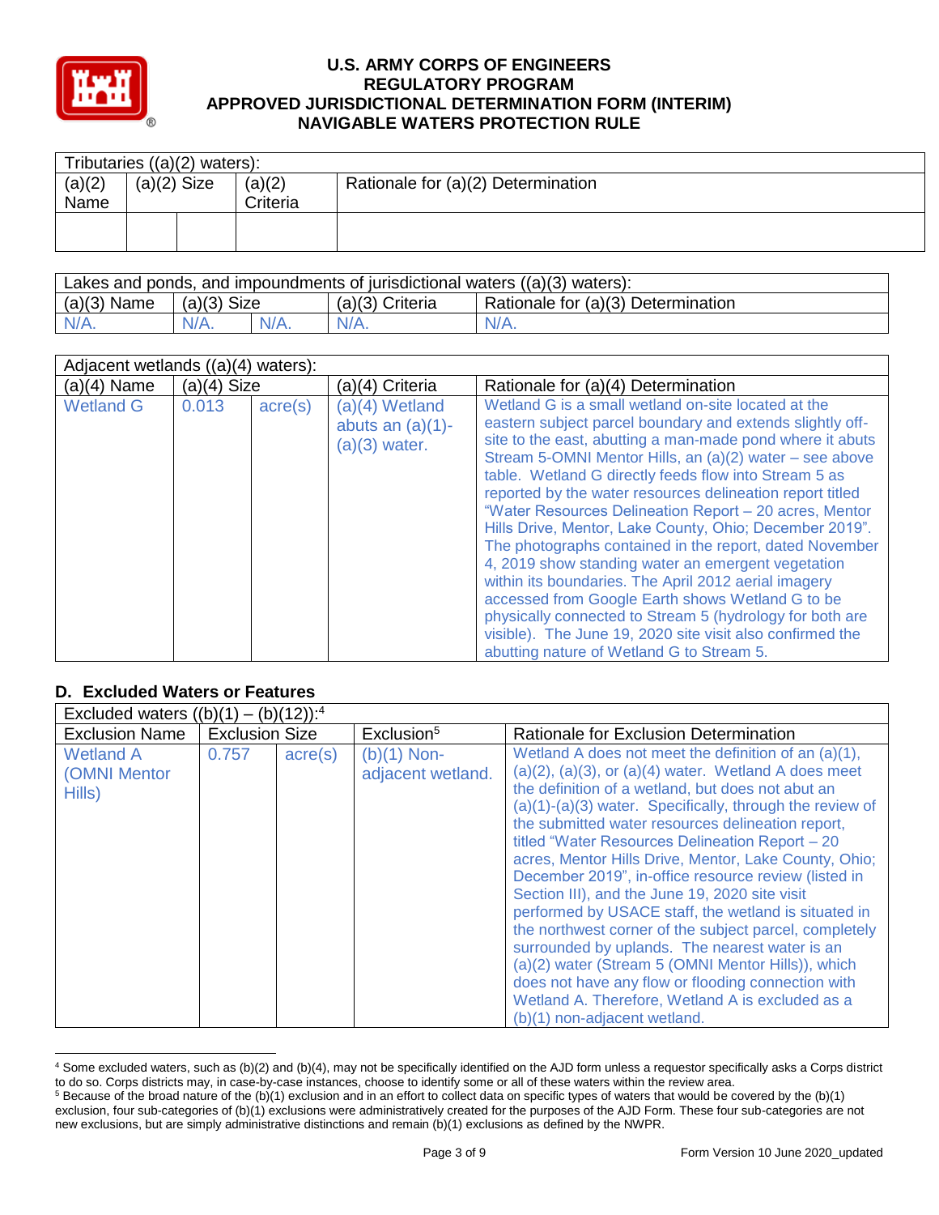| Tributaries ((a)(2) waters): | | | | |
|---|---|---|---|---|
| (a)(2) Name | (a)(2) Size | | (a)(2) Criteria | Rationale for (a)(2) Determination |
| | | | | |

| Lakes and ponds, and impoundments of jurisdictional waters ((a)(3) waters): | | | | |
|---|---|---|---|---|
| (a)(3) Name | (a)(3) Size | | (a)(3) Criteria | Rationale for (a)(3) Determination |
| N/A. | N/A. | N/A. | N/A. | N/A. |

| Adjacent wetlands ((a)(4) waters): | | | | |
|---|---|---|---|---|
| (a)(4) Name | (a)(4) Size | | (a)(4) Criteria | Rationale for (a)(4) Determination |
| Wetland G | 0.013 | acre(s) | (a)(4) Wetland abuts an (a)(1)-(a)(3) water. | Wetland G is a small wetland on-site located at the eastern subject parcel boundary and extends slightly off-site to the east, abutting a man-made pond where it abuts Stream 5-OMNI Mentor Hills, an (a)(2) water – see above table. Wetland G directly feeds flow into Stream 5 as reported by the water resources delineation report titled "Water Resources Delineation Report – 20 acres, Mentor Hills Drive, Mentor, Lake County, Ohio; December 2019". The photographs contained in the report, dated November 4, 2019 show standing water an emergent vegetation within its boundaries. The April 2012 aerial imagery accessed from Google Earth shows Wetland G to be physically connected to Stream 5 (hydrology for both are visible). The June 19, 2020 site visit also confirmed the abutting nature of Wetland G to Stream 5. |

## D. Excluded Waters or Features

| Excluded waters ((b)(1) – (b)(12)):[4] | | | | |
|---|---|---|---|---|
| Exclusion Name | Exclusion Size | | Exclusion[5] | Rationale for Exclusion Determination |
| Wetland A (OMNI Mentor Hills) | 0.757 | acre(s) | (b)(1) Non-adjacent wetland. | Wetland A does not meet the definition of an (a)(1), (a)(2), (a)(3), or (a)(4) water. Wetland A does meet the definition of a wetland, but does not abut an (a)(1)-(a)(3) water. Specifically, through the review of the submitted water resources delineation report, titled "Water Resources Delineation Report – 20 acres, Mentor Hills Drive, Mentor, Lake County, Ohio; December 2019", in-office resource review (listed in Section III), and the June 19, 2020 site visit performed by USACE staff, the wetland is situated in the northwest corner of the subject parcel, completely surrounded by uplands. The nearest water is an (a)(2) water (Stream 5 (OMNI Mentor Hills)), which does not have any flow or flooding connection with Wetland A. Therefore, Wetland A is excluded as a (b)(1) non-adjacent wetland. |

[4] Some excluded waters, such as (b)(2) and (b)(4), may not be specifically identified on the AJD form unless a requestor specifically asks a Corps district to do so. Corps districts may, in case-by-case instances, choose to identify some or all of these waters within the review area.

[5] Because of the broad nature of the (b)(1) exclusion and in an effort to collect data on specific types of waters that would be covered by the (b)(1) exclusion, four sub-categories of (b)(1) exclusions were administratively created for the purposes of the AJD Form. These four sub-categories are not new exclusions, but are simply administrative distinctions and remain (b)(1) exclusions as defined by the NWPR.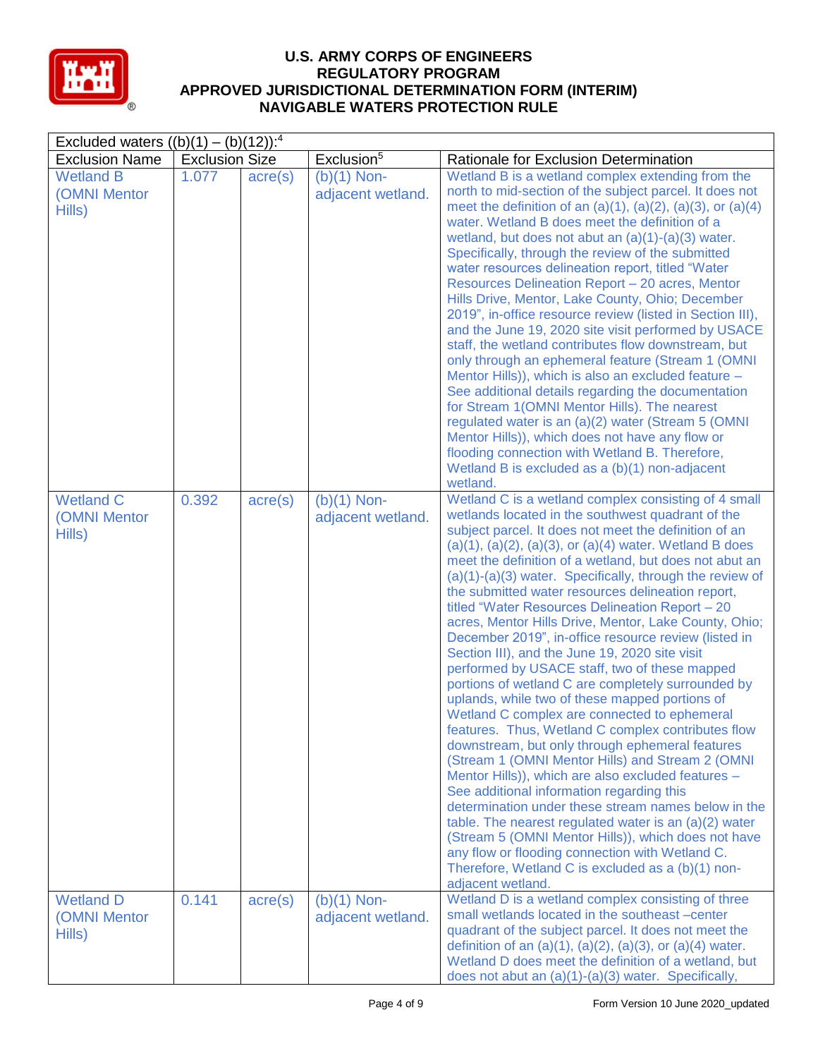# U.S. ARMY CORPS OF ENGINEERS
# REGULATORY PROGRAM
# APPROVED JURISDICTIONAL DETERMINATION FORM (INTERIM)
# NAVIGABLE WATERS PROTECTION RULE

| Excluded waters ((b)(1) – (b)(12)):[4] | | | | |
|---|---|---|---|---|
| Exclusion Name | Exclusion Size | | Exclusion[5] | Rationale for Exclusion Determination |
| Wetland B (OMNI Mentor Hills) | 1.077 | acre(s) | (b)(1) Non-adjacent wetland. | Wetland B is a wetland complex extending from the north to mid-section of the subject parcel. It does not meet the definition of an (a)(1), (a)(2), (a)(3), or (a)(4) water. Wetland B does meet the definition of a wetland, but does not abut an (a)(1)-(a)(3) water. Specifically, through the review of the submitted water resources delineation report, titled "Water Resources Delineation Report – 20 acres, Mentor Hills Drive, Mentor, Lake County, Ohio; December 2019", in-office resource review (listed in Section III), and the June 19, 2020 site visit performed by USACE staff, the wetland contributes flow downstream, but only through an ephemeral feature (Stream 1 (OMNI Mentor Hills)), which is also an excluded feature – See additional details regarding the documentation for Stream 1(OMNI Mentor Hills). The nearest regulated water is an (a)(2) water (Stream 5 (OMNI Mentor Hills)), which does not have any flow or flooding connection with Wetland B. Therefore, Wetland B is excluded as a (b)(1) non-adjacent wetland. |
| Wetland C (OMNI Mentor Hills) | 0.392 | acre(s) | (b)(1) Non-adjacent wetland. | Wetland C is a wetland complex consisting of 4 small wetlands located in the southwest quadrant of the subject parcel. It does not meet the definition of an (a)(1), (a)(2), (a)(3), or (a)(4) water. Wetland B does meet the definition of a wetland, but does not abut an (a)(1)-(a)(3) water. Specifically, through the review of the submitted water resources delineation report, titled "Water Resources Delineation Report – 20 acres, Mentor Hills Drive, Mentor, Lake County, Ohio; December 2019", in-office resource review (listed in Section III), and the June 19, 2020 site visit performed by USACE staff, two of these mapped portions of wetland C are completely surrounded by uplands, while two of these mapped portions of Wetland C complex are connected to ephemeral features. Thus, Wetland C complex contributes flow downstream, but only through ephemeral features (Stream 1 (OMNI Mentor Hills) and Stream 2 (OMNI Mentor Hills)), which are also excluded features – See additional information regarding this determination under these stream names below in the table. The nearest regulated water is an (a)(2) water (Stream 5 (OMNI Mentor Hills)), which does not have any flow or flooding connection with Wetland C. Therefore, Wetland C is excluded as a (b)(1) non-adjacent wetland. |
| Wetland D (OMNI Mentor Hills) | 0.141 | acre(s) | (b)(1) Non-adjacent wetland. | Wetland D is a wetland complex consisting of three small wetlands located in the southeast –center quadrant of the subject parcel. It does not meet the definition of an (a)(1), (a)(2), (a)(3), or (a)(4) water. Wetland D does meet the definition of a wetland, but does not abut an (a)(1)-(a)(3) water. Specifically, |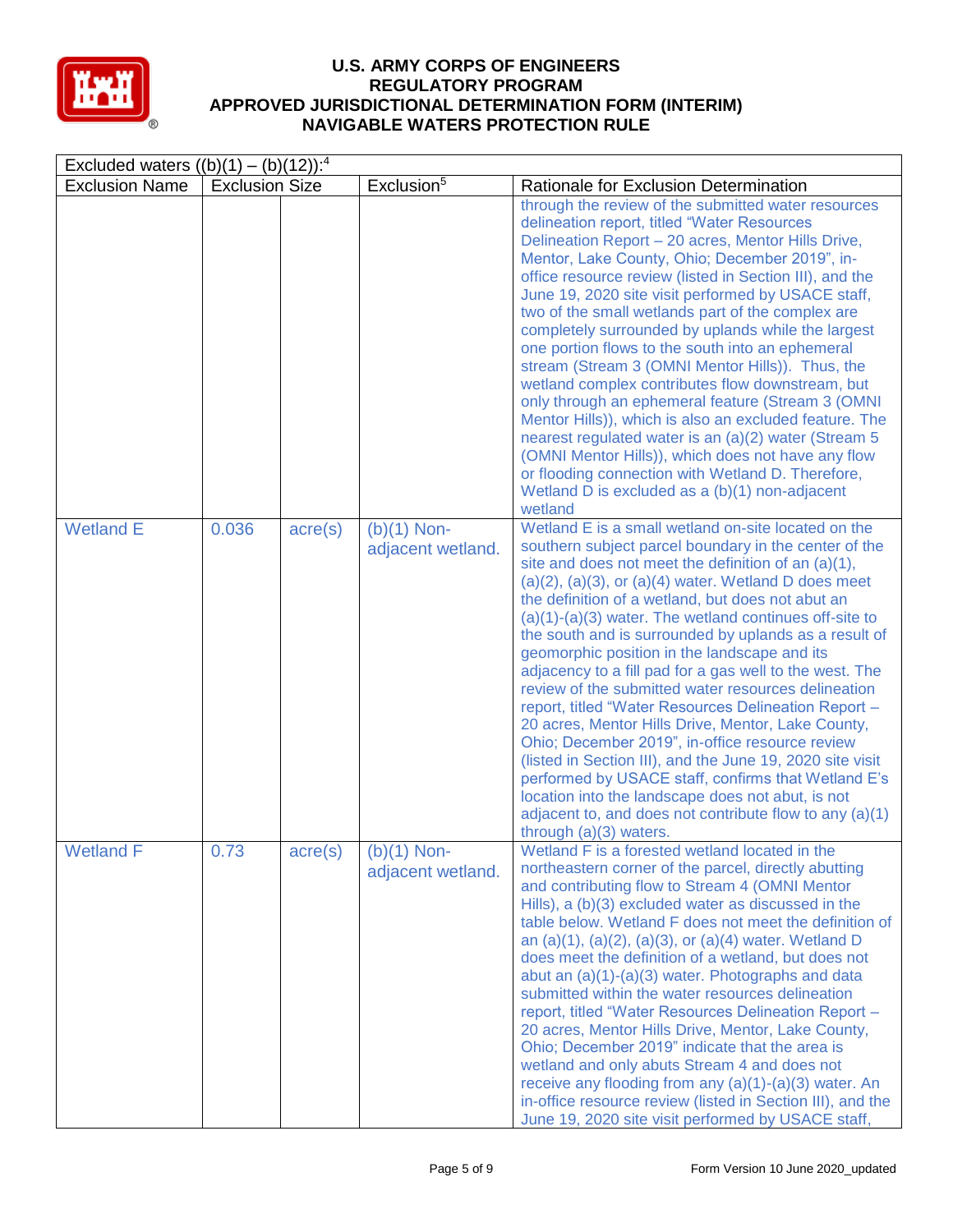| Excluded waters ((b)(1) – (b)(12)):[4] | | | | |
|---|---|---|---|---|
| Exclusion Name | Exclusion Size | | Exclusion[5] | Rationale for Exclusion Determination |
| | | | | through the review of the submitted water resources delineation report, titled "Water Resources Delineation Report – 20 acres, Mentor Hills Drive, Mentor, Lake County, Ohio; December 2019", in-office resource review (listed in Section III), and the June 19, 2020 site visit performed by USACE staff, two of the small wetlands part of the complex are completely surrounded by uplands while the largest one portion flows to the south into an ephemeral stream (Stream 3 (OMNI Mentor Hills)). Thus, the wetland complex contributes flow downstream, but only through an ephemeral feature (Stream 3 (OMNI Mentor Hills)), which is also an excluded feature. The nearest regulated water is an (a)(2) water (Stream 5 (OMNI Mentor Hills)), which does not have any flow or flooding connection with Wetland D. Therefore, Wetland D is excluded as a (b)(1) non-adjacent wetland |
| Wetland E | 0.036 | acre(s) | (b)(1) Non-adjacent wetland. | Wetland E is a small wetland on-site located on the southern subject parcel boundary in the center of the site and does not meet the definition of an (a)(1), (a)(2), (a)(3), or (a)(4) water. Wetland D does meet the definition of a wetland, but does not abut an (a)(1)-(a)(3) water. The wetland continues off-site to the south and is surrounded by uplands as a result of geomorphic position in the landscape and its adjacency to a fill pad for a gas well to the west. The review of the submitted water resources delineation report, titled "Water Resources Delineation Report – 20 acres, Mentor Hills Drive, Mentor, Lake County, Ohio; December 2019", in-office resource review (listed in Section III), and the June 19, 2020 site visit performed by USACE staff, confirms that Wetland E's location into the landscape does not abut, is not adjacent to, and does not contribute flow to any (a)(1) through (a)(3) waters. |
| Wetland F | 0.73 | acre(s) | (b)(1) Non-adjacent wetland. | Wetland F is a forested wetland located in the northeastern corner of the parcel, directly abutting and contributing flow to Stream 4 (OMNI Mentor Hills), a (b)(3) excluded water as discussed in the table below. Wetland F does not meet the definition of an (a)(1), (a)(2), (a)(3), or (a)(4) water. Wetland D does meet the definition of a wetland, but does not abut an (a)(1)-(a)(3) water. Photographs and data submitted within the water resources delineation report, titled "Water Resources Delineation Report – 20 acres, Mentor Hills Drive, Mentor, Lake County, Ohio; December 2019" indicate that the area is wetland and only abuts Stream 4 and does not receive any flooding from any (a)(1)-(a)(3) water. An in-office resource review (listed in Section III), and the June 19, 2020 site visit performed by USACE staff, |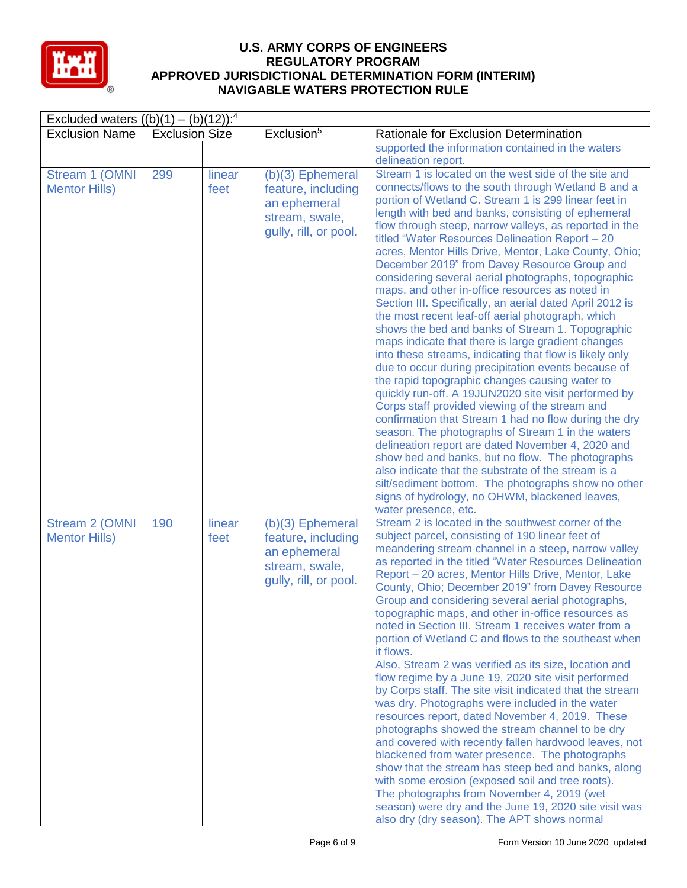Excluded waters ((b)(1) – (b)(12)):[4]

| Exclusion Name | Exclusion Size | | Exclusion[5] | Rationale for Exclusion Determination |
|---|---|---|---|---|
| | | | | supported the information contained in the waters delineation report. |
| Stream 1 (OMNI Mentor Hills) | 299 | linear feet | (b)(3) Ephemeral feature, including an ephemeral stream, swale, gully, rill, or pool. | Stream 1 is located on the west side of the site and connects/flows to the south through Wetland B and a portion of Wetland C. Stream 1 is 299 linear feet in length with bed and banks, consisting of ephemeral flow through steep, narrow valleys, as reported in the titled "Water Resources Delineation Report – 20 acres, Mentor Hills Drive, Mentor, Lake County, Ohio; December 2019" from Davey Resource Group and considering several aerial photographs, topographic maps, and other in-office resources as noted in Section III. Specifically, an aerial dated April 2012 is the most recent leaf-off aerial photograph, which shows the bed and banks of Stream 1. Topographic maps indicate that there is large gradient changes into these streams, indicating that flow is likely only due to occur during precipitation events because of the rapid topographic changes causing water to quickly run-off. A 19JUN2020 site visit performed by Corps staff provided viewing of the stream and confirmation that Stream 1 had no flow during the dry season. The photographs of Stream 1 in the waters delineation report are dated November 4, 2020 and show bed and banks, but no flow. The photographs also indicate that the substrate of the stream is a silt/sediment bottom. The photographs show no other signs of hydrology, no OHWM, blackened leaves, water presence, etc. |
| Stream 2 (OMNI Mentor Hills) | 190 | linear feet | (b)(3) Ephemeral feature, including an ephemeral stream, swale, gully, rill, or pool. | Stream 2 is located in the southwest corner of the subject parcel, consisting of 190 linear feet of meandering stream channel in a steep, narrow valley as reported in the titled "Water Resources Delineation Report – 20 acres, Mentor Hills Drive, Mentor, Lake County, Ohio; December 2019" from Davey Resource Group and considering several aerial photographs, topographic maps, and other in-office resources as noted in Section III. Stream 1 receives water from a portion of Wetland C and flows to the southeast when it flows.<br>Also, Stream 2 was verified as its size, location and flow regime by a June 19, 2020 site visit performed by Corps staff. The site visit indicated that the stream was dry. Photographs were included in the water resources report, dated November 4, 2019. These photographs showed the stream channel to be dry and covered with recently fallen hardwood leaves, not blackened from water presence. The photographs show that the stream has steep bed and banks, along with some erosion (exposed soil and tree roots). The photographs from November 4, 2019 (wet season) were dry and the June 19, 2020 site visit was also dry (dry season). The APT shows normal |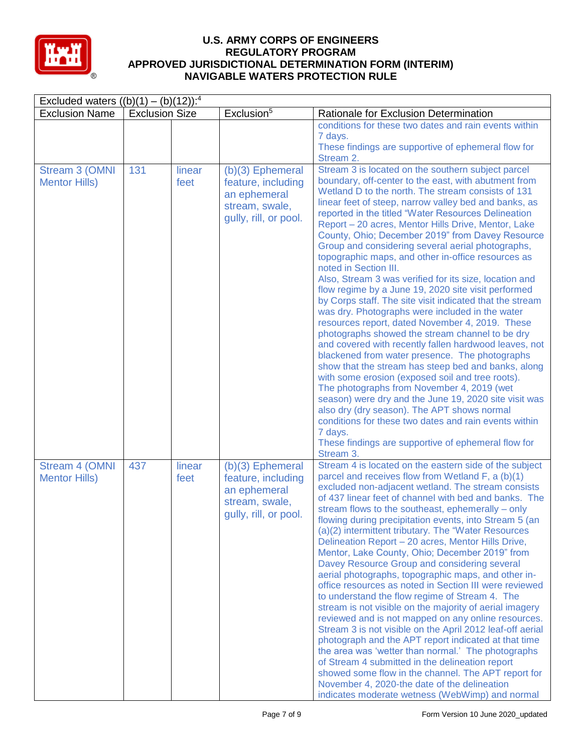| Excluded waters ((b)(1) – (b)(12)):[4] | | | | |
|---|---|---|---|---|
| Exclusion Name | Exclusion Size | | Exclusion[5] | Rationale for Exclusion Determination |
| | | | | conditions for these two dates and rain events within 7 days. These findings are supportive of ephemeral flow for Stream 2. |
| Stream 3 (OMNI Mentor Hills) | 131 | linear feet | (b)(3) Ephemeral feature, including an ephemeral stream, swale, gully, rill, or pool. | Stream 3 is located on the southern subject parcel boundary, off-center to the east, with abutment from Wetland D to the north. The stream consists of 131 linear feet of steep, narrow valley bed and banks, as reported in the titled "Water Resources Delineation Report – 20 acres, Mentor Hills Drive, Mentor, Lake County, Ohio; December 2019" from Davey Resource Group and considering several aerial photographs, topographic maps, and other in-office resources as noted in Section III. Also, Stream 3 was verified for its size, location and flow regime by a June 19, 2020 site visit performed by Corps staff. The site visit indicated that the stream was dry. Photographs were included in the water resources report, dated November 4, 2019. These photographs showed the stream channel to be dry and covered with recently fallen hardwood leaves, not blackened from water presence. The photographs show that the stream has steep bed and banks, along with some erosion (exposed soil and tree roots). The photographs from November 4, 2019 (wet season) were dry and the June 19, 2020 site visit was also dry (dry season). The APT shows normal conditions for these two dates and rain events within 7 days. These findings are supportive of ephemeral flow for Stream 3. |
| Stream 4 (OMNI Mentor Hills) | 437 | linear feet | (b)(3) Ephemeral feature, including an ephemeral stream, swale, gully, rill, or pool. | Stream 4 is located on the eastern side of the subject parcel and receives flow from Wetland F, a (b)(1) excluded non-adjacent wetland. The stream consists of 437 linear feet of channel with bed and banks. The stream flows to the southeast, ephemerally – only flowing during precipitation events, into Stream 5 (an (a)(2) intermittent tributary. The "Water Resources Delineation Report – 20 acres, Mentor Hills Drive, Mentor, Lake County, Ohio; December 2019" from Davey Resource Group and considering several aerial photographs, topographic maps, and other in-office resources as noted in Section III were reviewed to understand the flow regime of Stream 4. The stream is not visible on the majority of aerial imagery reviewed and is not mapped on any online resources. Stream 3 is not visible on the April 2012 leaf-off aerial photograph and the APT report indicated at that time the area was 'wetter than normal.' The photographs of Stream 4 submitted in the delineation report showed some flow in the channel. The APT report for November 4, 2020-the date of the delineation indicates moderate wetness (WebWimp) and normal |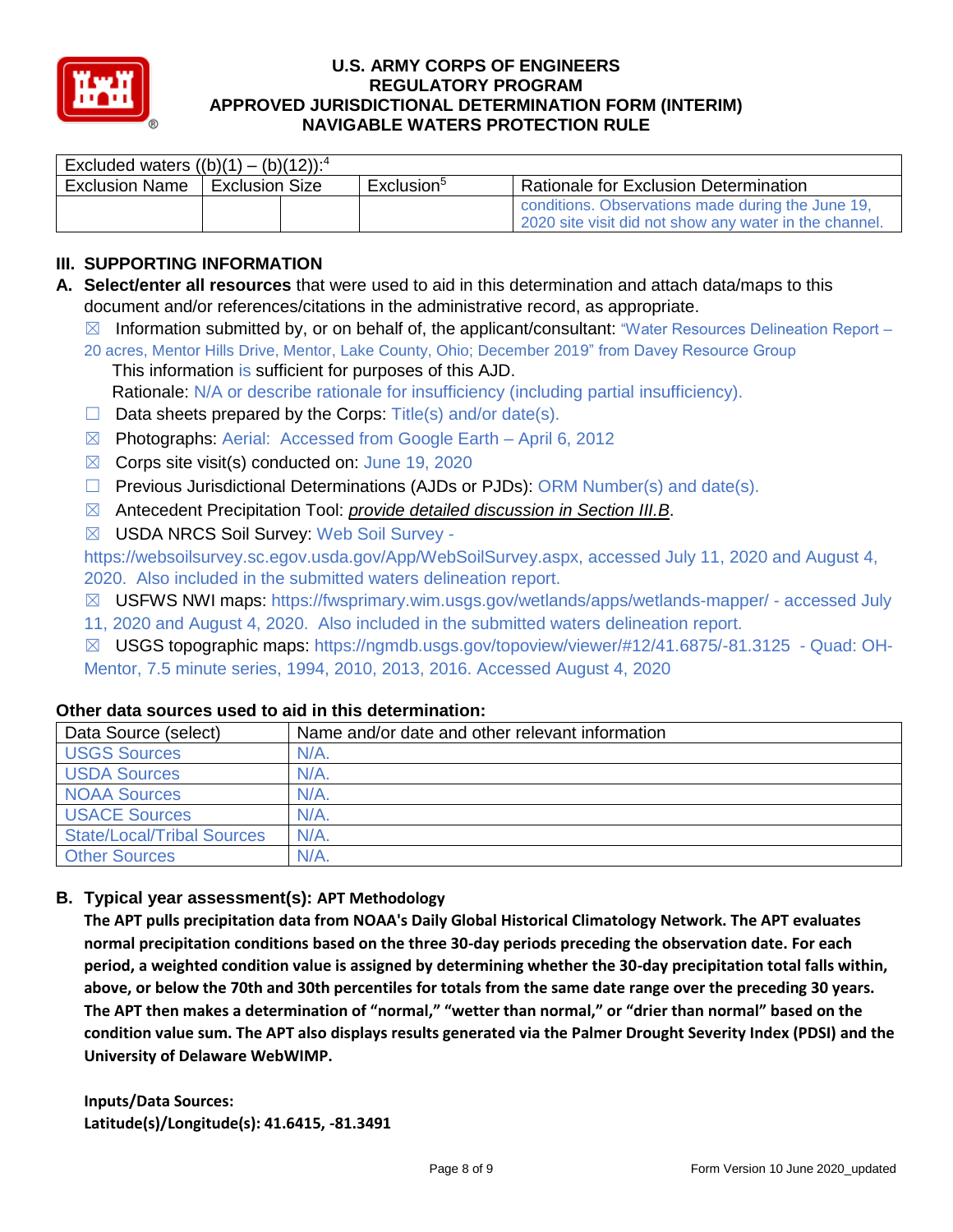| Excluded waters ((b)(1) – (b)(12)):[4] | | | | |
|---|---|---|---|---|
| Exclusion Name | Exclusion Size | | Exclusion[5] | Rationale for Exclusion Determination |
| | | | | conditions. Observations made during the June 19, 2020 site visit did not show any water in the channel. |

## III. SUPPORTING INFORMATION

**A. Select/enter all resources** that were used to aid in this determination and attach data/maps to this document and/or references/citations in the administrative record, as appropriate.

☒ Information submitted by, or on behalf of, the applicant/consultant: "Water Resources Delineation Report – 20 acres, Mentor Hills Drive, Mentor, Lake County, Ohio; December 2019" from Davey Resource Group

This information is sufficient for purposes of this AJD.

Rationale: N/A or describe rationale for insufficiency (including partial insufficiency).

☐ Data sheets prepared by the Corps: Title(s) and/or date(s).

☒ Photographs: Aerial: Accessed from Google Earth – April 6, 2012

☒ Corps site visit(s) conducted on: June 19, 2020

☐ Previous Jurisdictional Determinations (AJDs or PJDs): ORM Number(s) and date(s).

☒ Antecedent Precipitation Tool: *provide detailed discussion in Section III.B*.

☒ USDA NRCS Soil Survey: Web Soil Survey - https://websoilsurvey.sc.egov.usda.gov/App/WebSoilSurvey.aspx, accessed July 11, 2020 and August 4, 2020. Also included in the submitted waters delineation report.

☒ USFWS NWI maps: https://fwsprimary.wim.usgs.gov/wetlands/apps/wetlands-mapper/ - accessed July 11, 2020 and August 4, 2020. Also included in the submitted waters delineation report.

☒ USGS topographic maps: https://ngmdb.usgs.gov/topoview/viewer/#12/41.6875/-81.3125 - Quad: OH-Mentor, 7.5 minute series, 1994, 2010, 2013, 2016. Accessed August 4, 2020

### Other data sources used to aid in this determination:

| Data Source (select) | Name and/or date and other relevant information |
|---|---|
| USGS Sources | N/A. |
| USDA Sources | N/A. |
| NOAA Sources | N/A. |
| USACE Sources | N/A. |
| State/Local/Tribal Sources | N/A. |
| Other Sources | N/A. |

**B. Typical year assessment(s): APT Methodology**

**The APT pulls precipitation data from NOAA's Daily Global Historical Climatology Network. The APT evaluates normal precipitation conditions based on the three 30-day periods preceding the observation date. For each period, a weighted condition value is assigned by determining whether the 30-day precipitation total falls within, above, or below the 70th and 30th percentiles for totals from the same date range over the preceding 30 years. The APT then makes a determination of "normal," "wetter than normal," or "drier than normal" based on the condition value sum. The APT also displays results generated via the Palmer Drought Severity Index (PDSI) and the University of Delaware WebWIMP.**

**Inputs/Data Sources:**
**Latitude(s)/Longitude(s): 41.6415, -81.3491**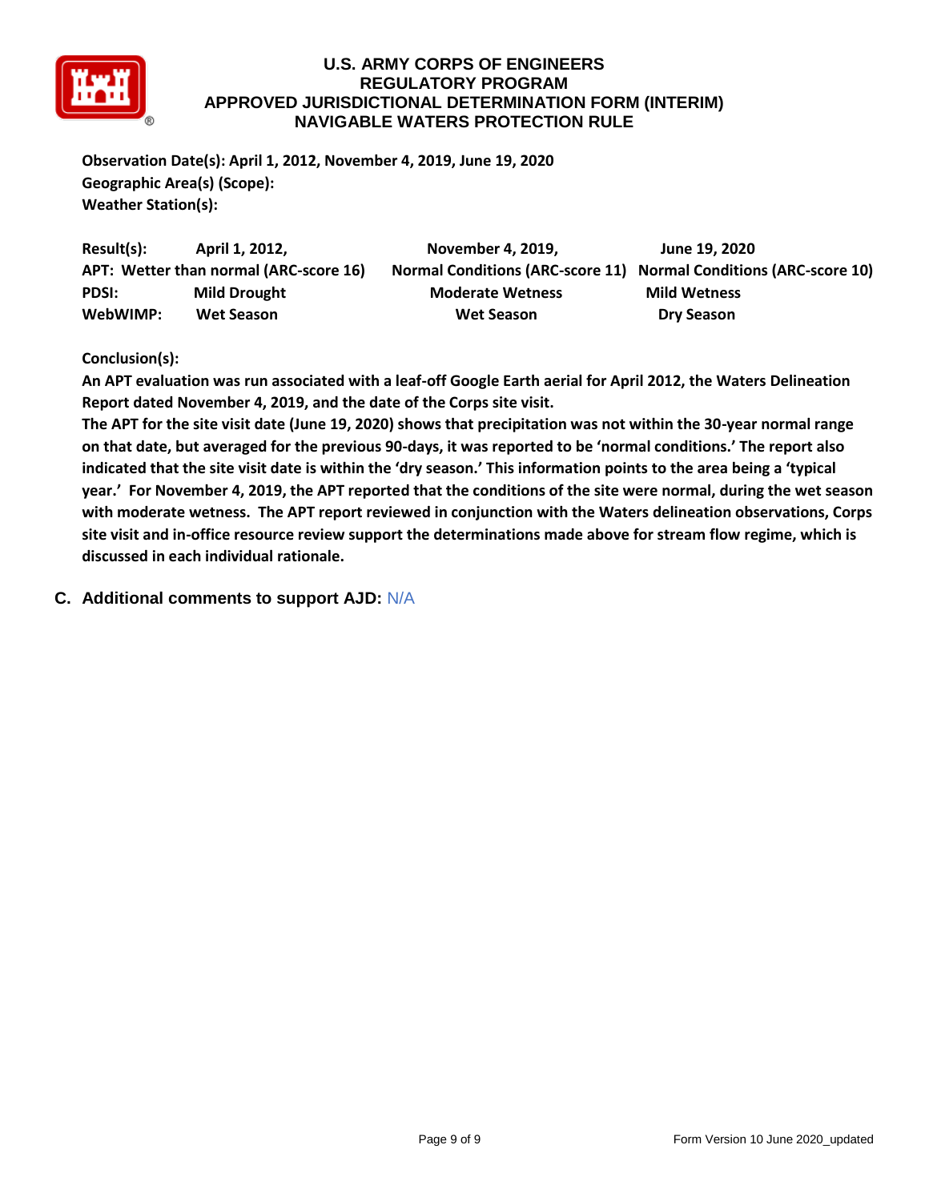**Observation Date(s): April 1, 2012, November 4, 2019, June 19, 2020**
**Geographic Area(s) (Scope):**
**Weather Station(s):**

| | | | |
|---|---|---|---|
| **Result(s):** | **April 1, 2012,** | **November 4, 2019,** | **June 19, 2020** |
| **APT:** | **Wetter than normal (ARC-score 16)** | **Normal Conditions (ARC-score 11)** | **Normal Conditions (ARC-score 10)** |
| **PDSI:** | **Mild Drought** | **Moderate Wetness** | **Mild Wetness** |
| **WebWIMP:** | **Wet Season** | **Wet Season** | **Dry Season** |

**Conclusion(s):**

**An APT evaluation was run associated with a leaf-off Google Earth aerial for April 2012, the Waters Delineation Report dated November 4, 2019, and the date of the Corps site visit.**

**The APT for the site visit date (June 19, 2020) shows that precipitation was not within the 30-year normal range on that date, but averaged for the previous 90-days, it was reported to be 'normal conditions.' The report also indicated that the site visit date is within the 'dry season.' This information points to the area being a 'typical year.' For November 4, 2019, the APT reported that the conditions of the site were normal, during the wet season with moderate wetness. The APT report reviewed in conjunction with the Waters delineation observations, Corps site visit and in-office resource review support the determinations made above for stream flow regime, which is discussed in each individual rationale.**

**C. Additional comments to support AJD:** N/A